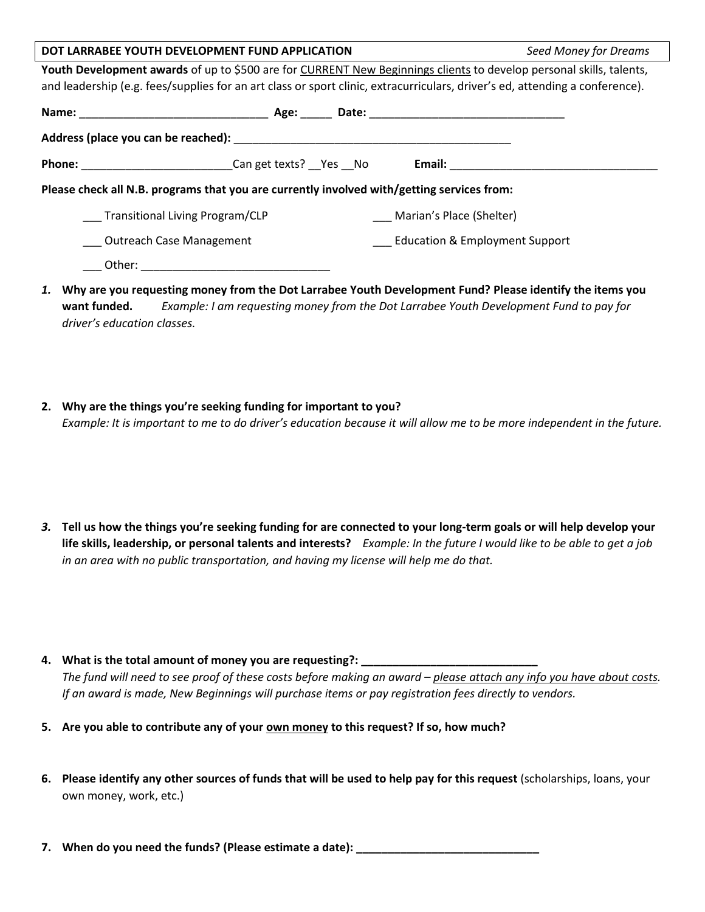**DOT LARRABEE YOUTH DEVELOPMENT FUND APPLICATION** *Seed Money for Dreams*

**Youth Development awards** of up to $500 are for CURRENT New Beginnings clients to develop personal skills, talents, and leadership (e.g. fees/supplies for an art class or sport clinic, extracurriculars, driver's ed, attending a conference).

**Name:** ______________________________ **Age:** _____ **Date:** _______________________________

**Address (place you can be reached):** _____________________________________________

**Phone:** ________________________Can get texts? __Yes __No **Email:** _________________________________

**Please check all N.B. programs that you are currently involved with/getting services from:**

___ Transitional Living Program/CLP

___ Marian's Place (Shelter)

___ Outreach Case Management

___ Education & Employment Support

___ Other: ______________________________

1. **Why are you requesting money from the Dot Larrabee Youth Development Fund? Please identify the items you want funded.** *Example: I am requesting money from the Dot Larrabee Youth Development Fund to pay for driver's education classes.*

2. **Why are the things you're seeking funding for important to you?**
*Example: It is important to me to do driver's education because it will allow me to be more independent in the future.*

3. **Tell us how the things you're seeking funding for are connected to your long-term goals or will help develop your life skills, leadership, or personal talents and interests?** *Example: In the future I would like to be able to get a job in an area with no public transportation, and having my license will help me do that.*

4. **What is the total amount of money you are requesting?: ____________________________**
*The fund will need to see proof of these costs before making an award – please attach any info you have about costs. If an award is made, New Beginnings will purchase items or pay registration fees directly to vendors.*

5. **Are you able to contribute any of your own money to this request? If so, how much?**

6. **Please identify any other sources of funds that will be used to help pay for this request** (scholarships, loans, your own money, work, etc.)

7. **When do you need the funds? (Please estimate a date): ______________________________**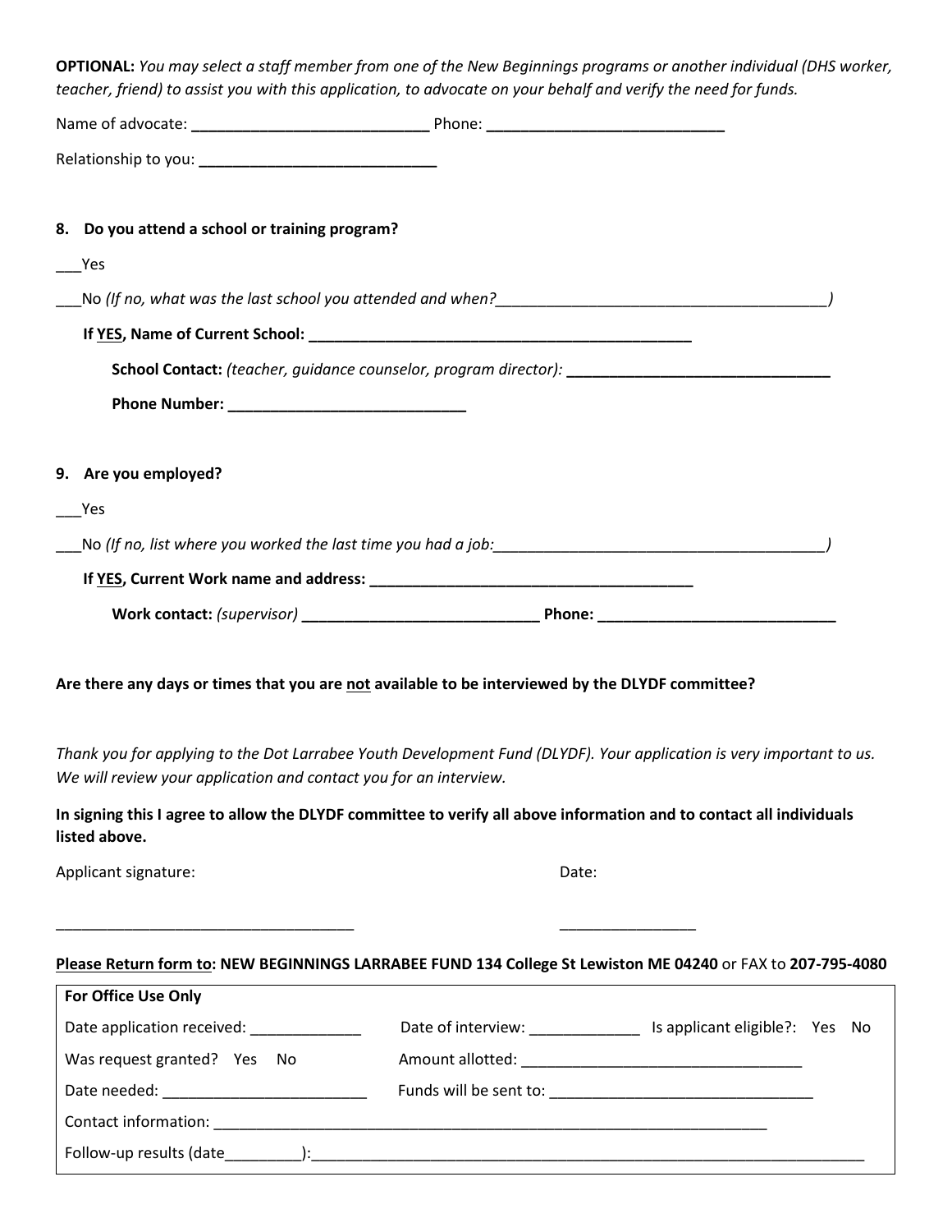**OPTIONAL:** *You may select a staff member from one of the New Beginnings programs or another individual (DHS worker, teacher, friend) to assist you with this application, to advocate on your behalf and verify the need for funds.*

Name of advocate: ____________________________ Phone: ____________________________

Relationship to you: ____________________________

**8. Do you attend a school or training program?**

___Yes

___No *(If no, what was the last school you attended and when?*______________________________________*)*

**If YES, Name of Current School:** ______________________________________________

**School Contact:** *(teacher, guidance counselor, program director):* ______________________________

**Phone Number:** ____________________________

**9. Are you employed?**

___Yes

___No *(If no, list where you worked the last time you had a job:*______________________________________*)*

**If YES, Current Work name and address:** ______________________________________

**Work contact:** *(supervisor)* ____________________________ **Phone:** ____________________________

**Are there any days or times that you are not available to be interviewed by the DLYDF committee?**

*Thank you for applying to the Dot Larrabee Youth Development Fund (DLYDF). Your application is very important to us. We will review your application and contact you for an interview.*

**In signing this I agree to allow the DLYDF committee to verify all above information and to contact all individuals listed above.**

Applicant signature: ___________________________________ Date: ________________

**Please Return form to: NEW BEGINNINGS LARRABEE FUND 134 College St Lewiston ME 04240** or FAX to **207-795-4080**

| **For Office Use Only** | |
|---|---|
| Date application received: _____________ | Date of interview: _____________ Is applicant eligible?: Yes No |
| Was request granted? Yes No | Amount allotted: _________________________________ |
| Date needed: ________________________ | Funds will be sent to: ________________________________ |
| Contact information: ______________________________________________________________________ | |
| Follow-up results (date_________):_____________________________________________________________ | |